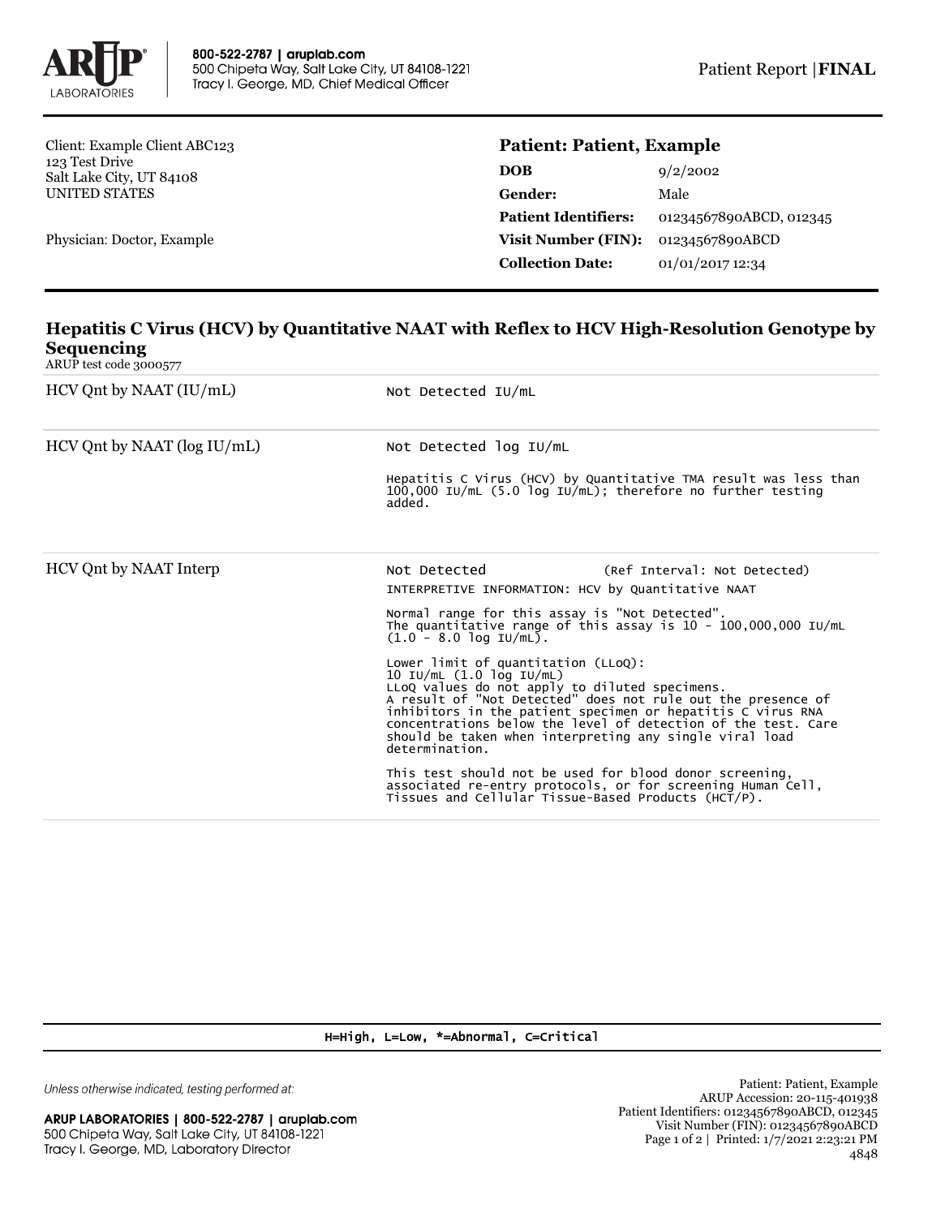800-522-2787 | aruplab.com
500 Chipeta Way, Salt Lake City, UT 84108-1221
Tracy I. George, MD, Chief Medical Officer

Patient Report | **FINAL**

Client: Example Client ABC123
123 Test Drive
Salt Lake City, UT 84108
UNITED STATES

Physician: Doctor, Example

**Patient: Patient, Example**

| | |
|---|---|
| **DOB** | 9/2/2002 |
| **Gender:** | Male |
| **Patient Identifiers:** | 01234567890ABCD, 012345 |
| **Visit Number (FIN):** | 01234567890ABCD |
| **Collection Date:** | 01/01/2017 12:34 |

## Hepatitis C Virus (HCV) by Quantitative NAAT with Reflex to HCV High-Resolution Genotype by Sequencing

ARUP test code 3000577

| | |
|---|---|
| HCV Qnt by NAAT (IU/mL) | Not Detected IU/mL |
| HCV Qnt by NAAT (log IU/mL) | Not Detected log IU/mL<br><br>Hepatitis C Virus (HCV) by Quantitative TMA result was less than 100,000 IU/mL (5.0 log IU/mL); therefore no further testing added. |
| HCV Qnt by NAAT Interp | Not Detected (Ref Interval: Not Detected)<br>INTERPRETIVE INFORMATION: HCV by Quantitative NAAT<br><br>Normal range for this assay is "Not Detected".<br>The quantitative range of this assay is 10 - 100,000,000 IU/mL (1.0 - 8.0 log IU/mL).<br><br>Lower limit of quantitation (LLoQ):<br>10 IU/mL (1.0 log IU/mL)<br>LLoQ values do not apply to diluted specimens.<br>A result of "Not Detected" does not rule out the presence of inhibitors in the patient specimen or hepatitis C virus RNA concentrations below the level of detection of the test. Care should be taken when interpreting any single viral load determination.<br><br>This test should not be used for blood donor screening, associated re-entry protocols, or for screening Human Cell, Tissues and Cellular Tissue-Based Products (HCT/P). |

H=High, L=Low, *=Abnormal, C=Critical

*Unless otherwise indicated, testing performed at:*

**ARUP LABORATORIES | 800-522-2787 | aruplab.com**
500 Chipeta Way, Salt Lake City, UT 84108-1221
Tracy I. George, MD, Laboratory Director

Patient: Patient, Example
ARUP Accession: 20-115-401938
Patient Identifiers: 01234567890ABCD, 012345
Visit Number (FIN): 01234567890ABCD
Printed: 1/7/2021 2:23:21 PM
4848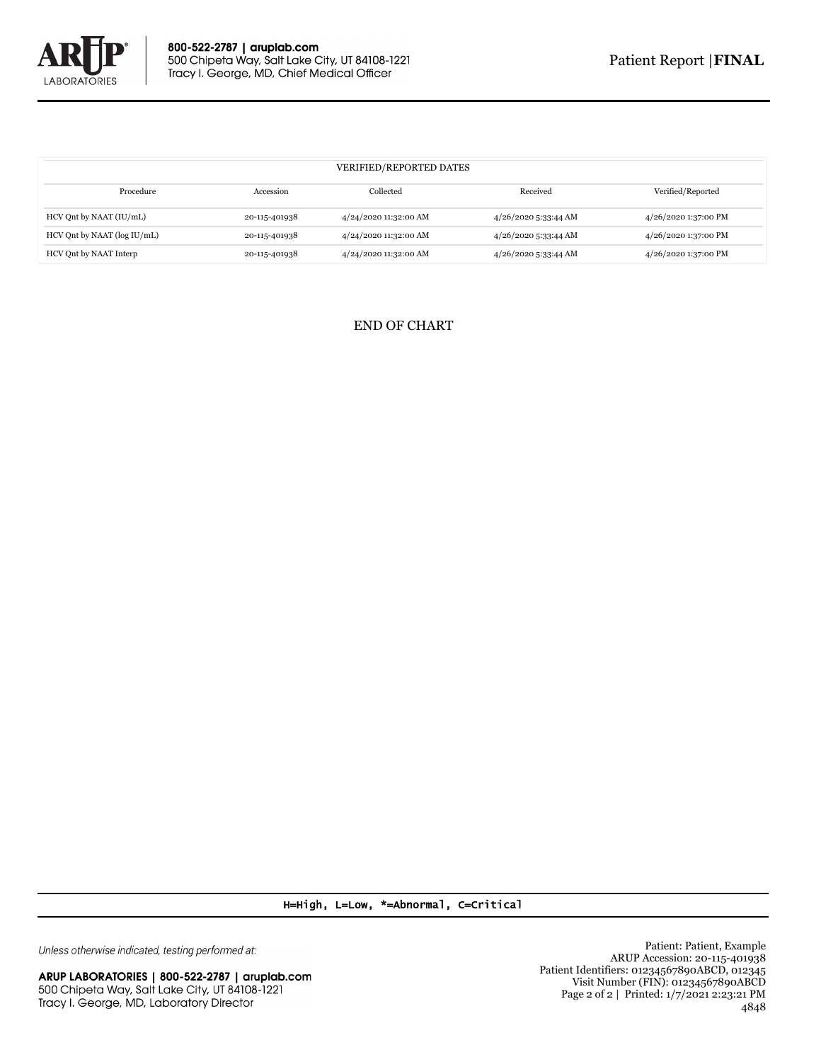| VERIFIED/REPORTED DATES | | | | |
|---|---|---|---|---|
| Procedure | Accession | Collected | Received | Verified/Reported |
| HCV Qnt by NAAT (IU/mL) | 20-115-401938 | 4/24/2020 11:32:00 AM | 4/26/2020 5:33:44 AM | 4/26/2020 1:37:00 PM |
| HCV Qnt by NAAT (log IU/mL) | 20-115-401938 | 4/24/2020 11:32:00 AM | 4/26/2020 5:33:44 AM | 4/26/2020 1:37:00 PM |
| HCV Qnt by NAAT Interp | 20-115-401938 | 4/24/2020 11:32:00 AM | 4/26/2020 5:33:44 AM | 4/26/2020 1:37:00 PM |

END OF CHART

H=High, L=Low, *=Abnormal, C=Critical

*Unless otherwise indicated, testing performed at:*

**ARUP LABORATORIES | 800-522-2787 | aruplab.com**
500 Chipeta Way, Salt Lake City, UT 84108-1221
Tracy I. George, MD, Laboratory Director

Patient: Patient, Example
ARUP Accession: 20-115-401938
Patient Identifiers: 01234567890ABCD, 012345
Visit Number (FIN): 01234567890ABCD
Printed: 1/7/2021 2:23:21 PM
4848